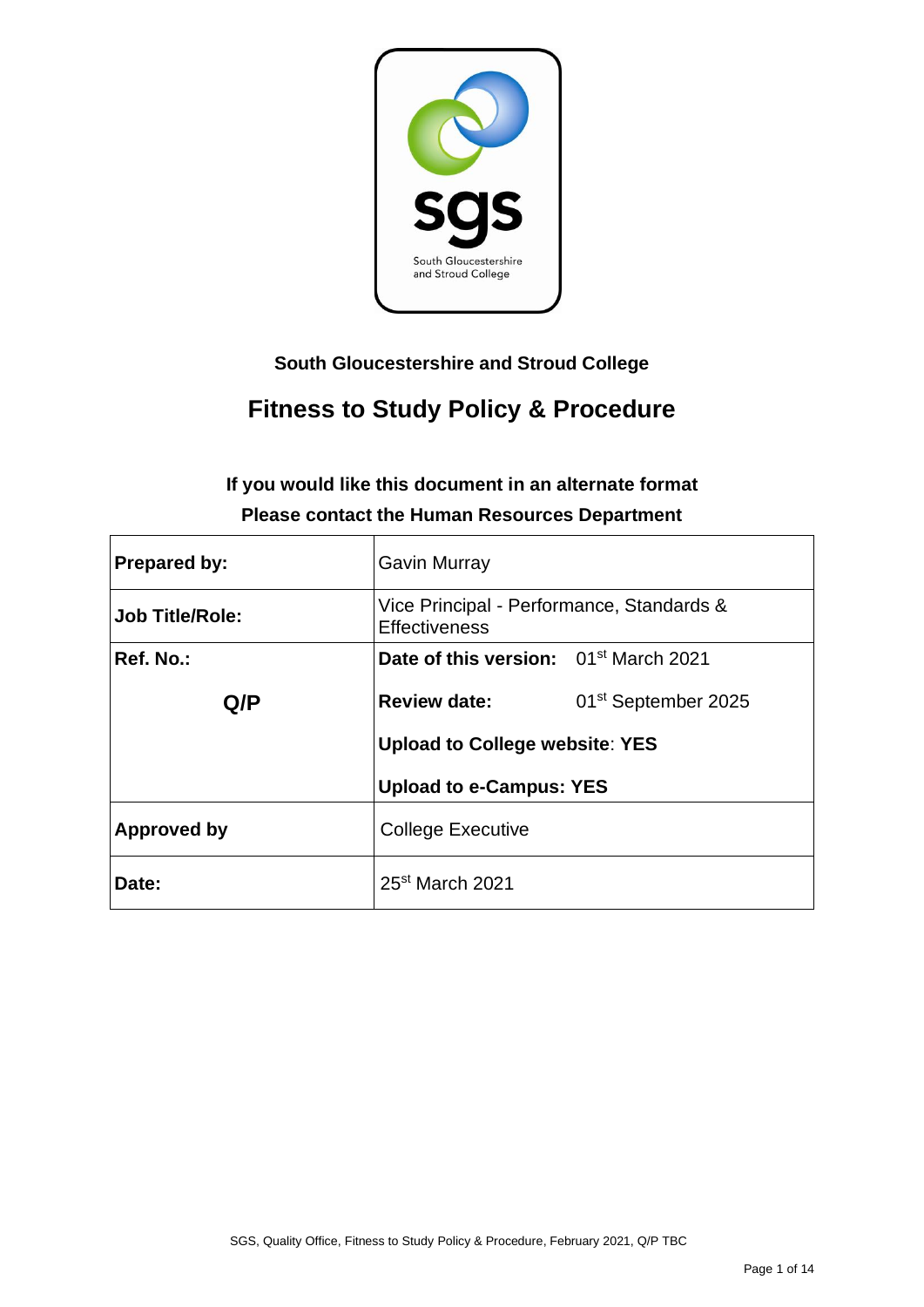**South Gloucestershire and Stroud College**

# Fitness to Study Policy & Procedure

**If you would like this document in an alternate format**

**Please contact the Human Resources Department**

| **Prepared by:** | Gavin Murray |
|---|---|
| **Job Title/Role:** | Vice Principal - Performance, Standards & Effectiveness |
| **Ref. No.:**<br><br>**Q/P** | **Date of this version:** 01st March 2021<br><br>**Review date:** 01st September 2025<br><br>**Upload to College website**: **YES**<br><br>**Upload to e-Campus: YES** |
| **Approved by** | College Executive |
| **Date:** | 25st March 2021 |

SGS, Quality Office, Fitness to Study Policy & Procedure, February 2021, Q/P TBC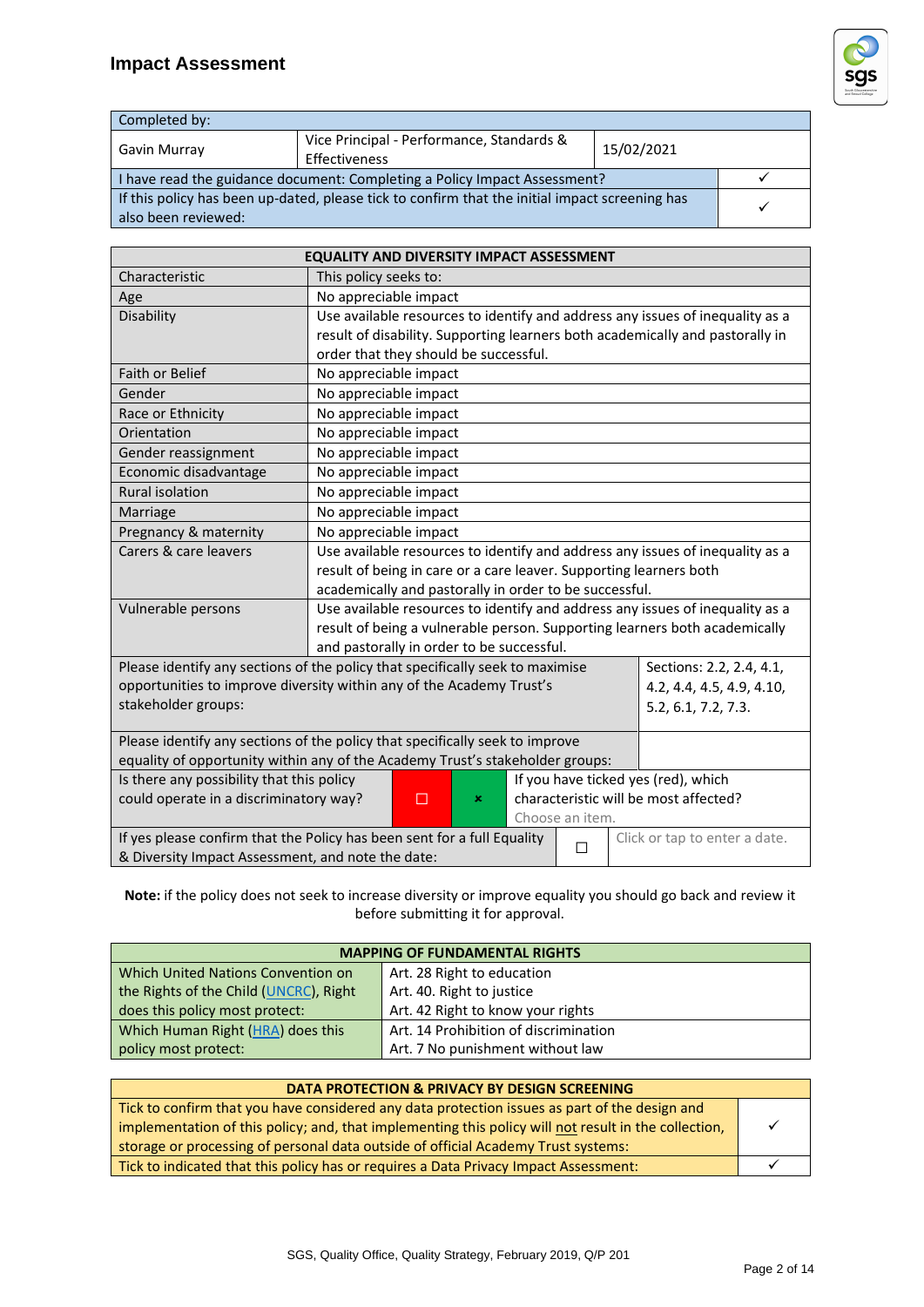## Impact Assessment

| Completed by: | | | |
|---|---|---|---|
| Gavin Murray | Vice Principal - Performance, Standards & Effectiveness | 15/02/2021 | |
| I have read the guidance document: Completing a Policy Impact Assessment? | | | ✓ |
| If this policy has been up-dated, please tick to confirm that the initial impact screening has also been reviewed: | | | ✓ |

| EQUALITY AND DIVERSITY IMPACT ASSESSMENT | |
|---|---|
| Characteristic | This policy seeks to: |
| Age | No appreciable impact |
| Disability | Use available resources to identify and address any issues of inequality as a result of disability. Supporting learners both academically and pastorally in order that they should be successful. |
| Faith or Belief | No appreciable impact |
| Gender | No appreciable impact |
| Race or Ethnicity | No appreciable impact |
| Orientation | No appreciable impact |
| Gender reassignment | No appreciable impact |
| Economic disadvantage | No appreciable impact |
| Rural isolation | No appreciable impact |
| Marriage | No appreciable impact |
| Pregnancy & maternity | No appreciable impact |
| Carers & care leavers | Use available resources to identify and address any issues of inequality as a result of being in care or a care leaver. Supporting learners both academically and pastorally in order to be successful. |
| Vulnerable persons | Use available resources to identify and address any issues of inequality as a result of being a vulnerable person. Supporting learners both academically and pastorally in order to be successful. |

| | |
|---|---|
| Please identify any sections of the policy that specifically seek to maximise opportunities to improve diversity within any of the Academy Trust's stakeholder groups: | Sections: 2.2, 2.4, 4.1, 4.2, 4.4, 4.5, 4.9, 4.10, 5.2, 6.1, 7.2, 7.3. |
| Please identify any sections of the policy that specifically seek to improve equality of opportunity within any of the Academy Trust's stakeholder groups: | |

| | | | |
|---|---|---|---|
| Is there any possibility that this policy could operate in a discriminatory way? | ☐ | ☒ | If you have ticked yes (red), which characteristic will be most affected? Choose an item. |
| If yes please confirm that the Policy has been sent for a full Equality & Diversity Impact Assessment, and note the date: | ☐ | | Click or tap to enter a date. |

**Note:** if the policy does not seek to increase diversity or improve equality you should go back and review it before submitting it for approval.

| MAPPING OF FUNDAMENTAL RIGHTS | |
|---|---|
| Which United Nations Convention on the Rights of the Child (UNCRC), Right does this policy most protect: | Art. 28 Right to education<br>Art. 40. Right to justice<br>Art. 42 Right to know your rights |
| Which Human Right (HRA) does this policy most protect: | Art. 14 Prohibition of discrimination<br>Art. 7 No punishment without law |

| DATA PROTECTION & PRIVACY BY DESIGN SCREENING | |
|---|---|
| Tick to confirm that you have considered any data protection issues as part of the design and implementation of this policy; and, that implementing this policy will not result in the collection, storage or processing of personal data outside of official Academy Trust systems: | ✓ |
| Tick to indicated that this policy has or requires a Data Privacy Impact Assessment: | ✓ |

SGS, Quality Office, Quality Strategy, February 2019, Q/P 201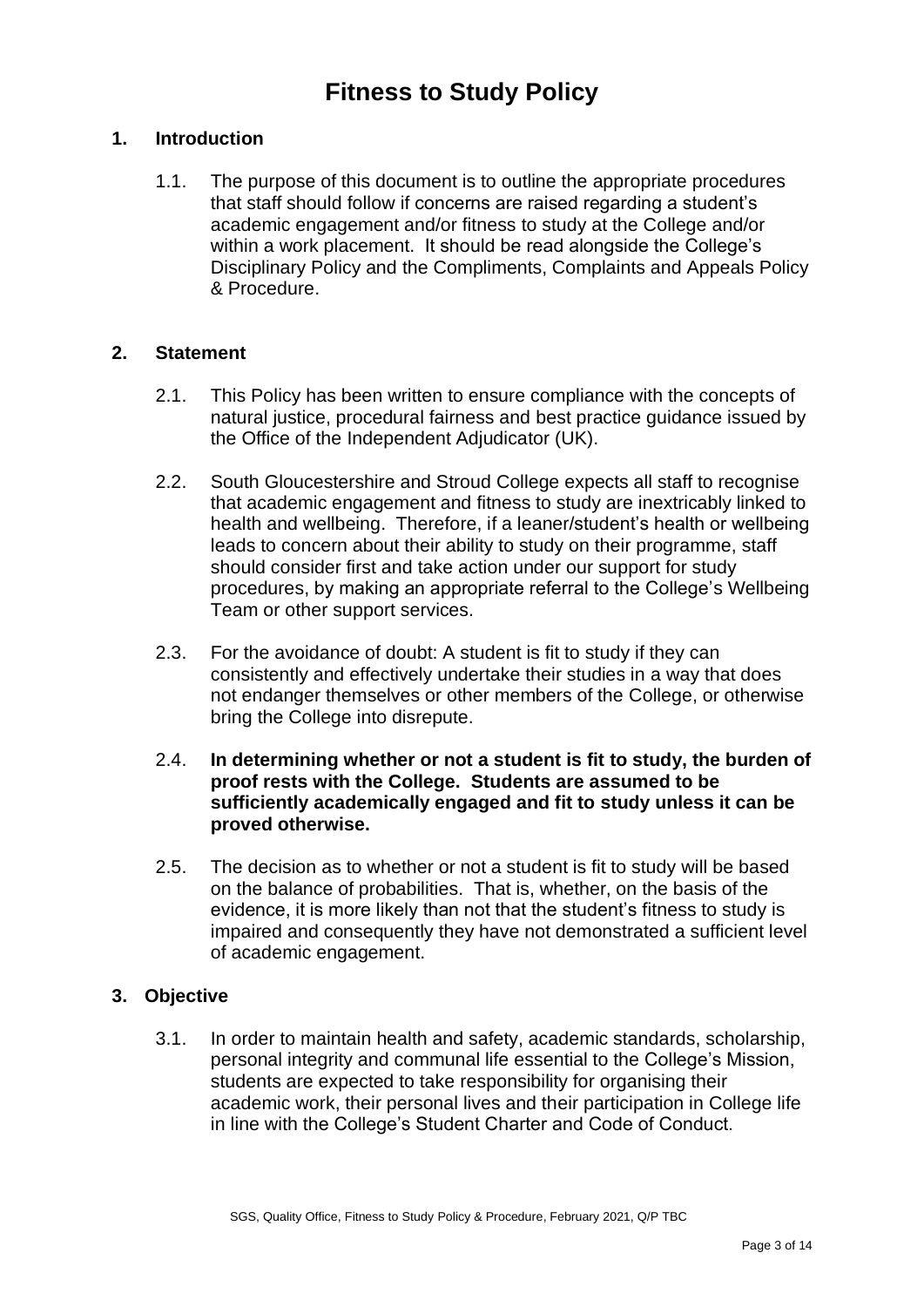# Fitness to Study Policy

## 1. Introduction

1.1. The purpose of this document is to outline the appropriate procedures that staff should follow if concerns are raised regarding a student's academic engagement and/or fitness to study at the College and/or within a work placement. It should be read alongside the College's Disciplinary Policy and the Compliments, Complaints and Appeals Policy & Procedure.

## 2. Statement

2.1. This Policy has been written to ensure compliance with the concepts of natural justice, procedural fairness and best practice guidance issued by the Office of the Independent Adjudicator (UK).

2.2. South Gloucestershire and Stroud College expects all staff to recognise that academic engagement and fitness to study are inextricably linked to health and wellbeing. Therefore, if a leaner/student's health or wellbeing leads to concern about their ability to study on their programme, staff should consider first and take action under our support for study procedures, by making an appropriate referral to the College's Wellbeing Team or other support services.

2.3. For the avoidance of doubt: A student is fit to study if they can consistently and effectively undertake their studies in a way that does not endanger themselves or other members of the College, or otherwise bring the College into disrepute.

2.4. **In determining whether or not a student is fit to study, the burden of proof rests with the College. Students are assumed to be sufficiently academically engaged and fit to study unless it can be proved otherwise.**

2.5. The decision as to whether or not a student is fit to study will be based on the balance of probabilities. That is, whether, on the basis of the evidence, it is more likely than not that the student's fitness to study is impaired and consequently they have not demonstrated a sufficient level of academic engagement.

## 3. Objective

3.1. In order to maintain health and safety, academic standards, scholarship, personal integrity and communal life essential to the College's Mission, students are expected to take responsibility for organising their academic work, their personal lives and their participation in College life in line with the College's Student Charter and Code of Conduct.

SGS, Quality Office, Fitness to Study Policy & Procedure, February 2021, Q/P TBC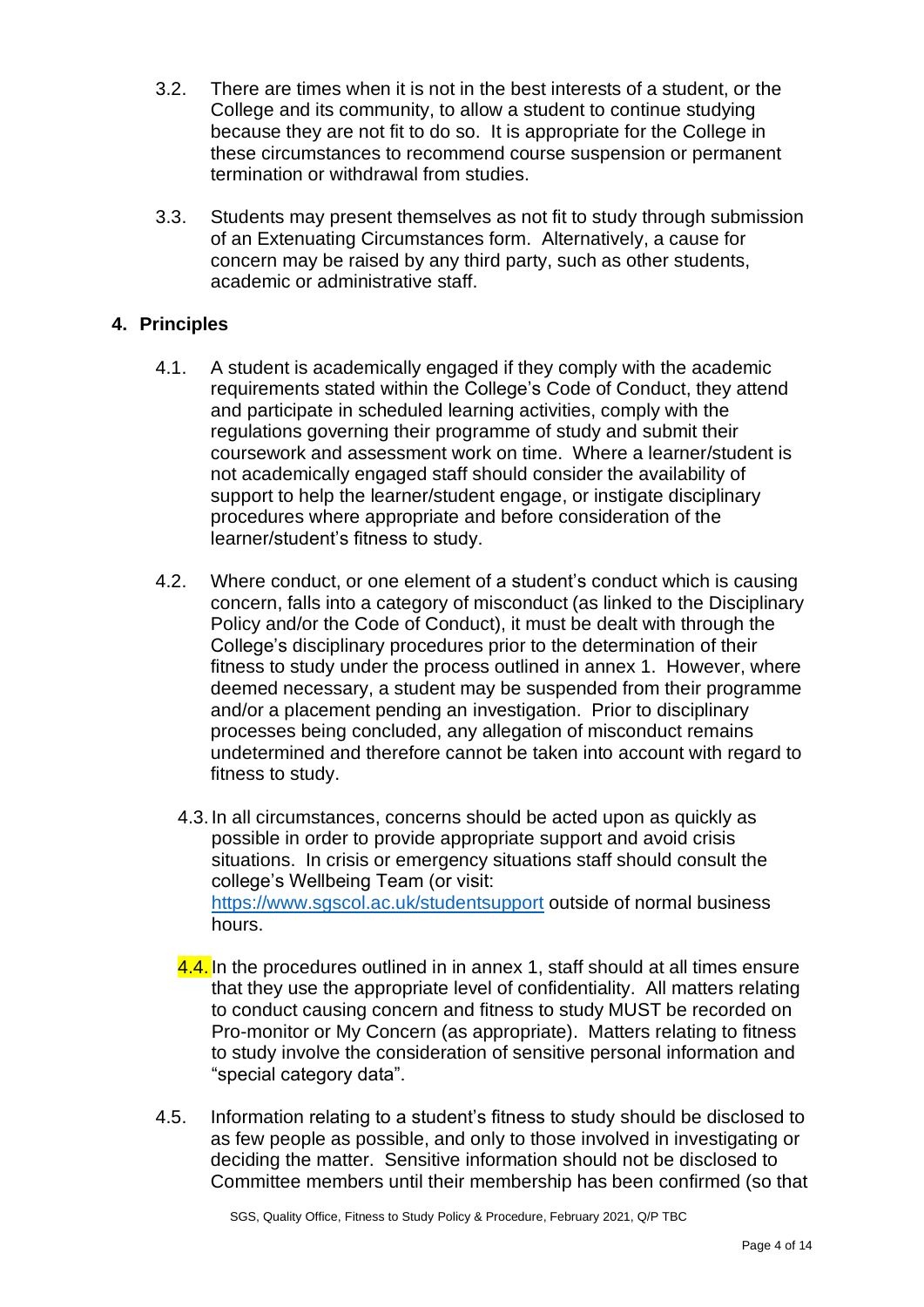3.2. There are times when it is not in the best interests of a student, or the College and its community, to allow a student to continue studying because they are not fit to do so. It is appropriate for the College in these circumstances to recommend course suspension or permanent termination or withdrawal from studies.

3.3. Students may present themselves as not fit to study through submission of an Extenuating Circumstances form. Alternatively, a cause for concern may be raised by any third party, such as other students, academic or administrative staff.

## 4. Principles

4.1. A student is academically engaged if they comply with the academic requirements stated within the College's Code of Conduct, they attend and participate in scheduled learning activities, comply with the regulations governing their programme of study and submit their coursework and assessment work on time. Where a learner/student is not academically engaged staff should consider the availability of support to help the learner/student engage, or instigate disciplinary procedures where appropriate and before consideration of the learner/student's fitness to study.

4.2. Where conduct, or one element of a student's conduct which is causing concern, falls into a category of misconduct (as linked to the Disciplinary Policy and/or the Code of Conduct), it must be dealt with through the College's disciplinary procedures prior to the determination of their fitness to study under the process outlined in annex 1. However, where deemed necessary, a student may be suspended from their programme and/or a placement pending an investigation. Prior to disciplinary processes being concluded, any allegation of misconduct remains undetermined and therefore cannot be taken into account with regard to fitness to study.

4.3. In all circumstances, concerns should be acted upon as quickly as possible in order to provide appropriate support and avoid crisis situations. In crisis or emergency situations staff should consult the college's Wellbeing Team (or visit: https://www.sgscol.ac.uk/studentsupport outside of normal business hours.

4.4. In the procedures outlined in in annex 1, staff should at all times ensure that they use the appropriate level of confidentiality. All matters relating to conduct causing concern and fitness to study MUST be recorded on Pro-monitor or My Concern (as appropriate). Matters relating to fitness to study involve the consideration of sensitive personal information and "special category data".

4.5. Information relating to a student's fitness to study should be disclosed to as few people as possible, and only to those involved in investigating or deciding the matter. Sensitive information should not be disclosed to Committee members until their membership has been confirmed (so that

SGS, Quality Office, Fitness to Study Policy & Procedure, February 2021, Q/P TBC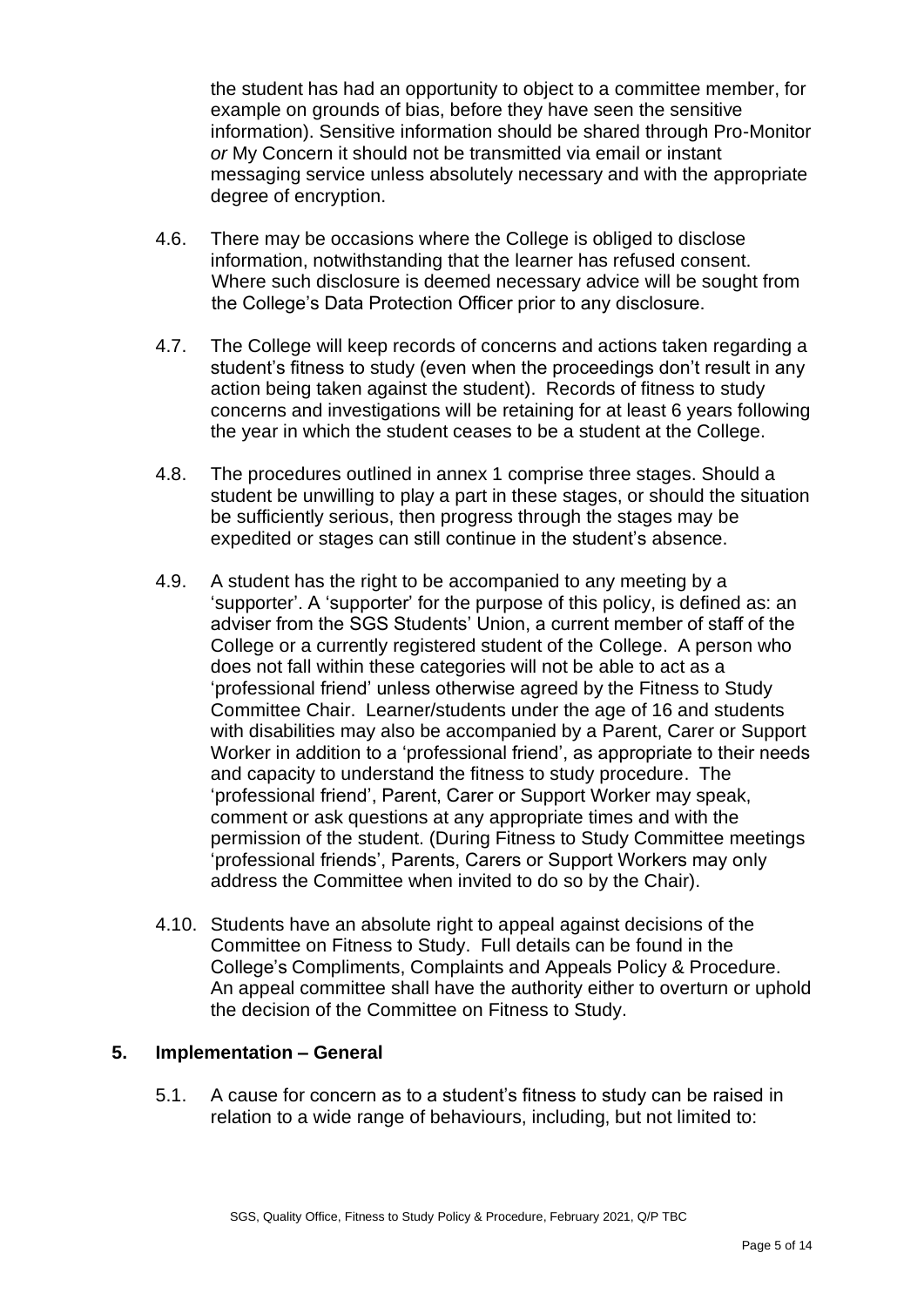the student has had an opportunity to object to a committee member, for example on grounds of bias, before they have seen the sensitive information). Sensitive information should be shared through Pro-Monitor *or* My Concern it should not be transmitted via email or instant messaging service unless absolutely necessary and with the appropriate degree of encryption.

4.6. There may be occasions where the College is obliged to disclose information, notwithstanding that the learner has refused consent. Where such disclosure is deemed necessary advice will be sought from the College's Data Protection Officer prior to any disclosure.

4.7. The College will keep records of concerns and actions taken regarding a student's fitness to study (even when the proceedings don't result in any action being taken against the student). Records of fitness to study concerns and investigations will be retaining for at least 6 years following the year in which the student ceases to be a student at the College.

4.8. The procedures outlined in annex 1 comprise three stages. Should a student be unwilling to play a part in these stages, or should the situation be sufficiently serious, then progress through the stages may be expedited or stages can still continue in the student's absence.

4.9. A student has the right to be accompanied to any meeting by a 'supporter'. A 'supporter' for the purpose of this policy, is defined as: an adviser from the SGS Students' Union, a current member of staff of the College or a currently registered student of the College. A person who does not fall within these categories will not be able to act as a 'professional friend' unless otherwise agreed by the Fitness to Study Committee Chair. Learner/students under the age of 16 and students with disabilities may also be accompanied by a Parent, Carer or Support Worker in addition to a 'professional friend', as appropriate to their needs and capacity to understand the fitness to study procedure. The 'professional friend', Parent, Carer or Support Worker may speak, comment or ask questions at any appropriate times and with the permission of the student. (During Fitness to Study Committee meetings 'professional friends', Parents, Carers or Support Workers may only address the Committee when invited to do so by the Chair).

4.10. Students have an absolute right to appeal against decisions of the Committee on Fitness to Study. Full details can be found in the College's Compliments, Complaints and Appeals Policy & Procedure. An appeal committee shall have the authority either to overturn or uphold the decision of the Committee on Fitness to Study.

## 5. Implementation – General

5.1. A cause for concern as to a student's fitness to study can be raised in relation to a wide range of behaviours, including, but not limited to:

SGS, Quality Office, Fitness to Study Policy & Procedure, February 2021, Q/P TBC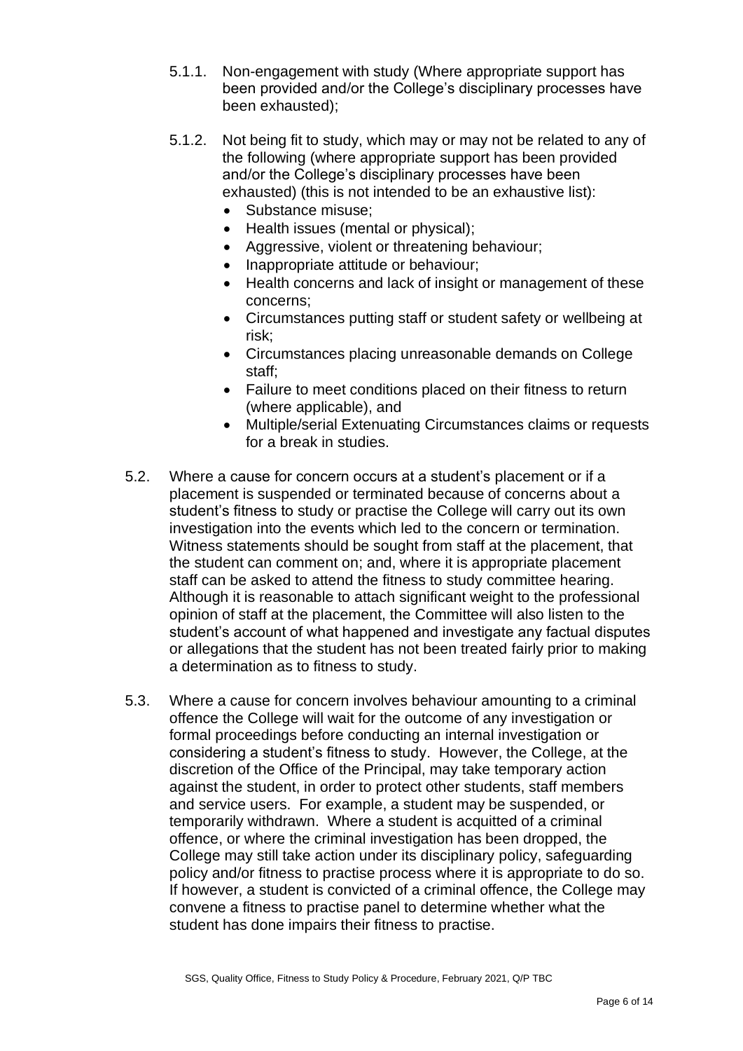5.1.1. Non-engagement with study (Where appropriate support has been provided and/or the College's disciplinary processes have been exhausted);

5.1.2. Not being fit to study, which may or may not be related to any of the following (where appropriate support has been provided and/or the College's disciplinary processes have been exhausted) (this is not intended to be an exhaustive list):

- Substance misuse;
- Health issues (mental or physical);
- Aggressive, violent or threatening behaviour;
- Inappropriate attitude or behaviour;
- Health concerns and lack of insight or management of these concerns;
- Circumstances putting staff or student safety or wellbeing at risk;
- Circumstances placing unreasonable demands on College staff;
- Failure to meet conditions placed on their fitness to return (where applicable), and
- Multiple/serial Extenuating Circumstances claims or requests for a break in studies.

5.2. Where a cause for concern occurs at a student's placement or if a placement is suspended or terminated because of concerns about a student's fitness to study or practise the College will carry out its own investigation into the events which led to the concern or termination. Witness statements should be sought from staff at the placement, that the student can comment on; and, where it is appropriate placement staff can be asked to attend the fitness to study committee hearing. Although it is reasonable to attach significant weight to the professional opinion of staff at the placement, the Committee will also listen to the student's account of what happened and investigate any factual disputes or allegations that the student has not been treated fairly prior to making a determination as to fitness to study.

5.3. Where a cause for concern involves behaviour amounting to a criminal offence the College will wait for the outcome of any investigation or formal proceedings before conducting an internal investigation or considering a student's fitness to study. However, the College, at the discretion of the Office of the Principal, may take temporary action against the student, in order to protect other students, staff members and service users. For example, a student may be suspended, or temporarily withdrawn. Where a student is acquitted of a criminal offence, or where the criminal investigation has been dropped, the College may still take action under its disciplinary policy, safeguarding policy and/or fitness to practise process where it is appropriate to do so. If however, a student is convicted of a criminal offence, the College may convene a fitness to practise panel to determine whether what the student has done impairs their fitness to practise.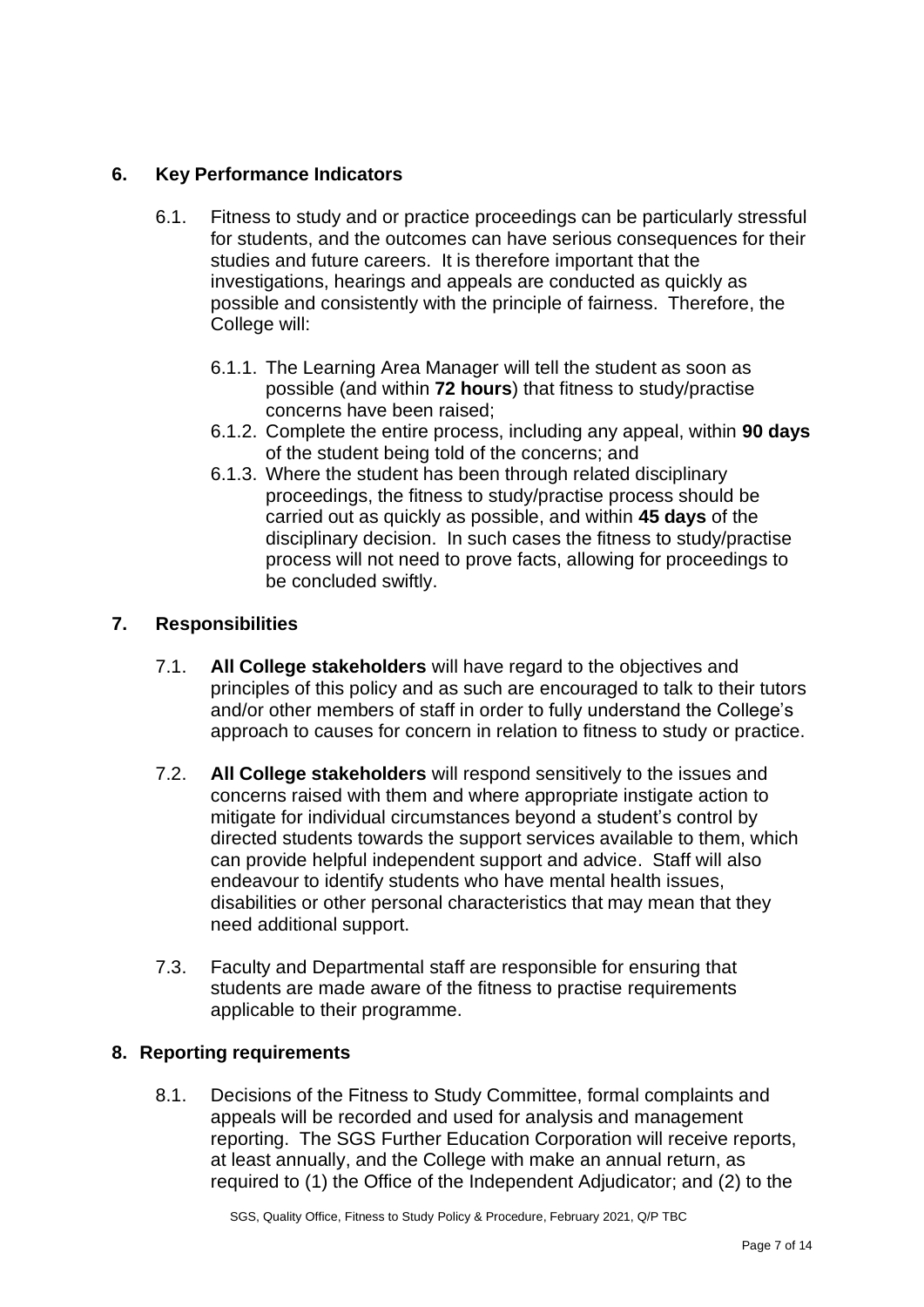## 6. Key Performance Indicators

6.1. Fitness to study and or practice proceedings can be particularly stressful for students, and the outcomes can have serious consequences for their studies and future careers. It is therefore important that the investigations, hearings and appeals are conducted as quickly as possible and consistently with the principle of fairness. Therefore, the College will:

6.1.1. The Learning Area Manager will tell the student as soon as possible (and within **72 hours**) that fitness to study/practise concerns have been raised;

6.1.2. Complete the entire process, including any appeal, within **90 days** of the student being told of the concerns; and

6.1.3. Where the student has been through related disciplinary proceedings, the fitness to study/practise process should be carried out as quickly as possible, and within **45 days** of the disciplinary decision. In such cases the fitness to study/practise process will not need to prove facts, allowing for proceedings to be concluded swiftly.

## 7. Responsibilities

7.1. **All College stakeholders** will have regard to the objectives and principles of this policy and as such are encouraged to talk to their tutors and/or other members of staff in order to fully understand the College's approach to causes for concern in relation to fitness to study or practice.

7.2. **All College stakeholders** will respond sensitively to the issues and concerns raised with them and where appropriate instigate action to mitigate for individual circumstances beyond a student's control by directed students towards the support services available to them, which can provide helpful independent support and advice. Staff will also endeavour to identify students who have mental health issues, disabilities or other personal characteristics that may mean that they need additional support.

7.3. Faculty and Departmental staff are responsible for ensuring that students are made aware of the fitness to practise requirements applicable to their programme.

## 8. Reporting requirements

8.1. Decisions of the Fitness to Study Committee, formal complaints and appeals will be recorded and used for analysis and management reporting. The SGS Further Education Corporation will receive reports, at least annually, and the College with make an annual return, as required to (1) the Office of the Independent Adjudicator; and (2) to the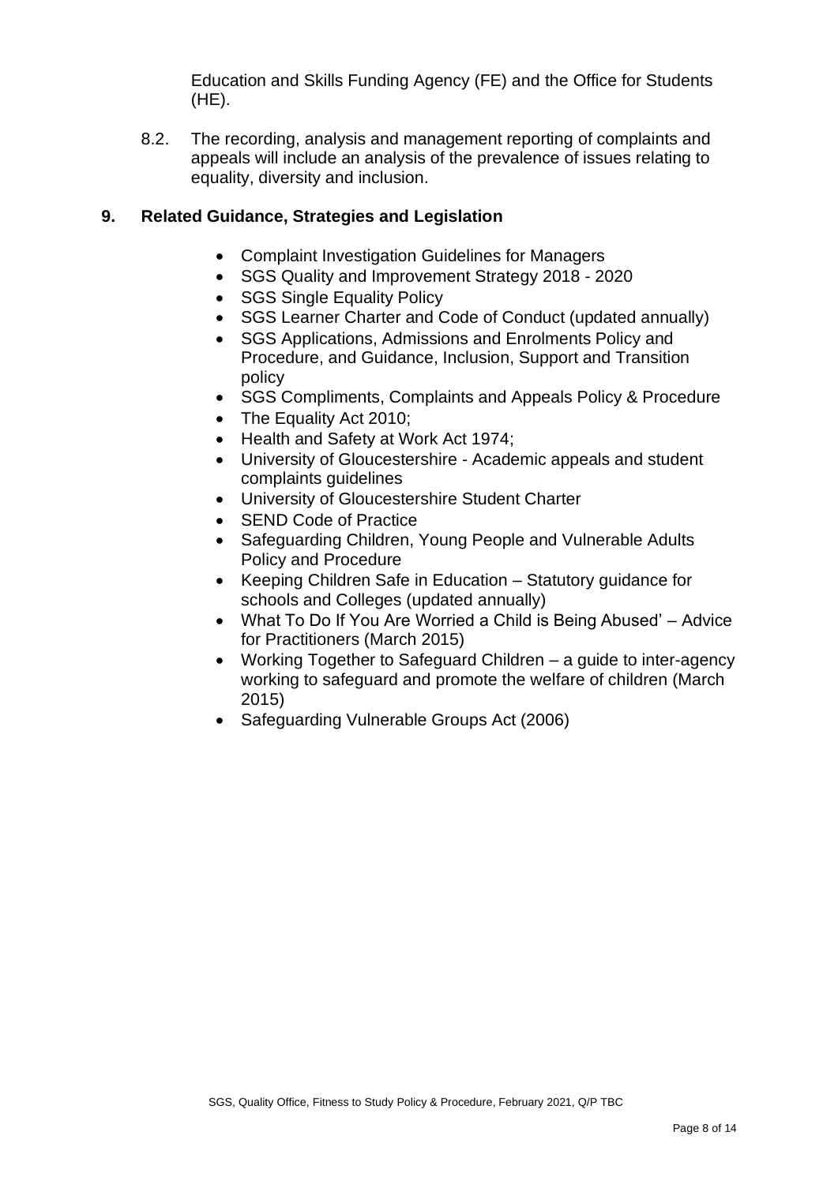Education and Skills Funding Agency (FE) and the Office for Students (HE).

8.2. The recording, analysis and management reporting of complaints and appeals will include an analysis of the prevalence of issues relating to equality, diversity and inclusion.

## 9. Related Guidance, Strategies and Legislation

- Complaint Investigation Guidelines for Managers
- SGS Quality and Improvement Strategy 2018 - 2020
- SGS Single Equality Policy
- SGS Learner Charter and Code of Conduct (updated annually)
- SGS Applications, Admissions and Enrolments Policy and Procedure, and Guidance, Inclusion, Support and Transition policy
- SGS Compliments, Complaints and Appeals Policy & Procedure
- The Equality Act 2010;
- Health and Safety at Work Act 1974;
- University of Gloucestershire - Academic appeals and student complaints guidelines
- University of Gloucestershire Student Charter
- SEND Code of Practice
- Safeguarding Children, Young People and Vulnerable Adults Policy and Procedure
- Keeping Children Safe in Education – Statutory guidance for schools and Colleges (updated annually)
- What To Do If You Are Worried a Child is Being Abused' – Advice for Practitioners (March 2015)
- Working Together to Safeguard Children – a guide to inter-agency working to safeguard and promote the welfare of children (March 2015)
- Safeguarding Vulnerable Groups Act (2006)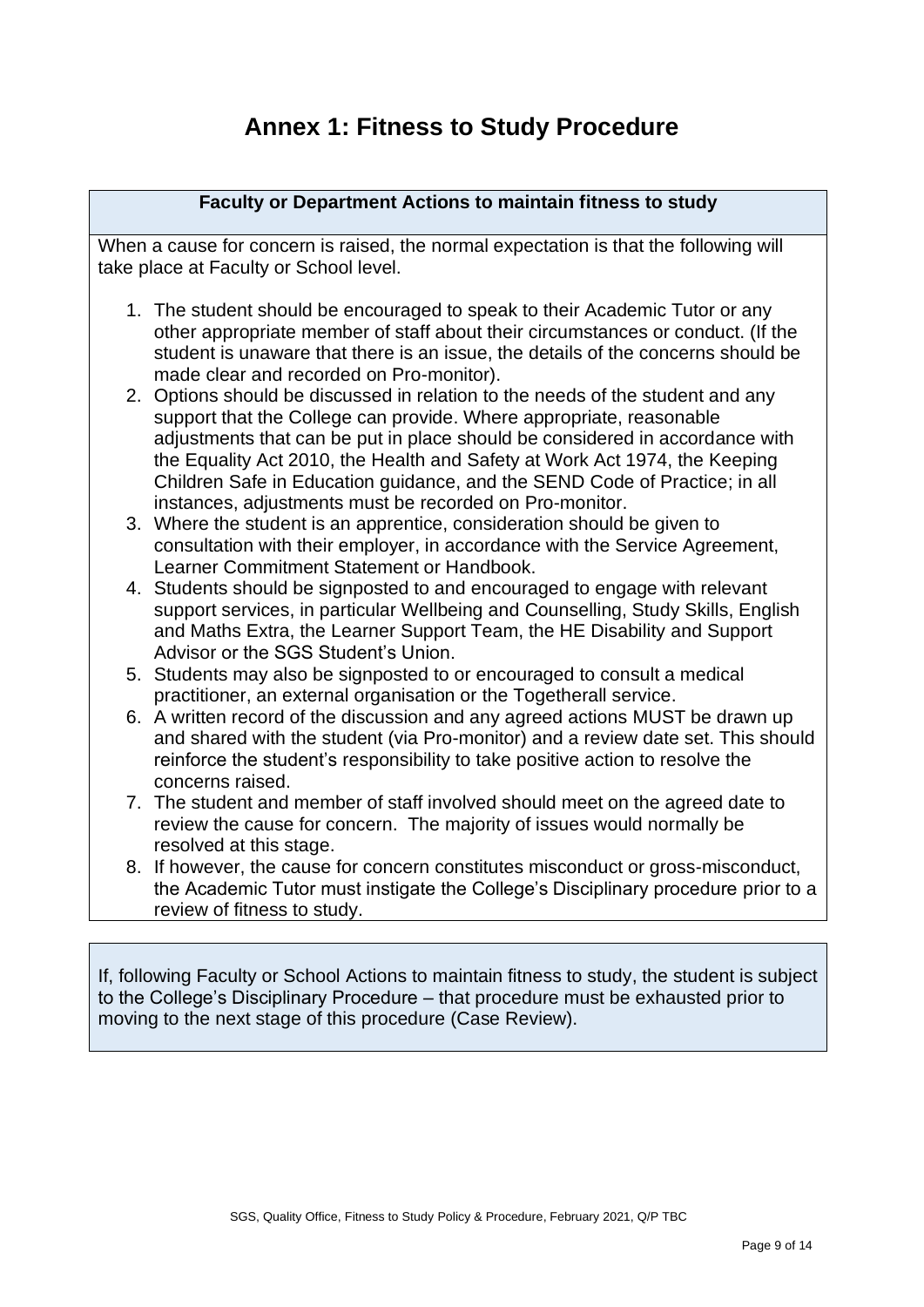# Annex 1: Fitness to Study Procedure

**Faculty or Department Actions to maintain fitness to study**

When a cause for concern is raised, the normal expectation is that the following will take place at Faculty or School level.

1. The student should be encouraged to speak to their Academic Tutor or any other appropriate member of staff about their circumstances or conduct. (If the student is unaware that there is an issue, the details of the concerns should be made clear and recorded on Pro-monitor).
2. Options should be discussed in relation to the needs of the student and any support that the College can provide. Where appropriate, reasonable adjustments that can be put in place should be considered in accordance with the Equality Act 2010, the Health and Safety at Work Act 1974, the Keeping Children Safe in Education guidance, and the SEND Code of Practice; in all instances, adjustments must be recorded on Pro-monitor.
3. Where the student is an apprentice, consideration should be given to consultation with their employer, in accordance with the Service Agreement, Learner Commitment Statement or Handbook.
4. Students should be signposted to and encouraged to engage with relevant support services, in particular Wellbeing and Counselling, Study Skills, English and Maths Extra, the Learner Support Team, the HE Disability and Support Advisor or the SGS Student's Union.
5. Students may also be signposted to or encouraged to consult a medical practitioner, an external organisation or the Togetherall service.
6. A written record of the discussion and any agreed actions MUST be drawn up and shared with the student (via Pro-monitor) and a review date set. This should reinforce the student's responsibility to take positive action to resolve the concerns raised.
7. The student and member of staff involved should meet on the agreed date to review the cause for concern. The majority of issues would normally be resolved at this stage.
8. If however, the cause for concern constitutes misconduct or gross-misconduct, the Academic Tutor must instigate the College's Disciplinary procedure prior to a review of fitness to study.

If, following Faculty or School Actions to maintain fitness to study, the student is subject to the College's Disciplinary Procedure – that procedure must be exhausted prior to moving to the next stage of this procedure (Case Review).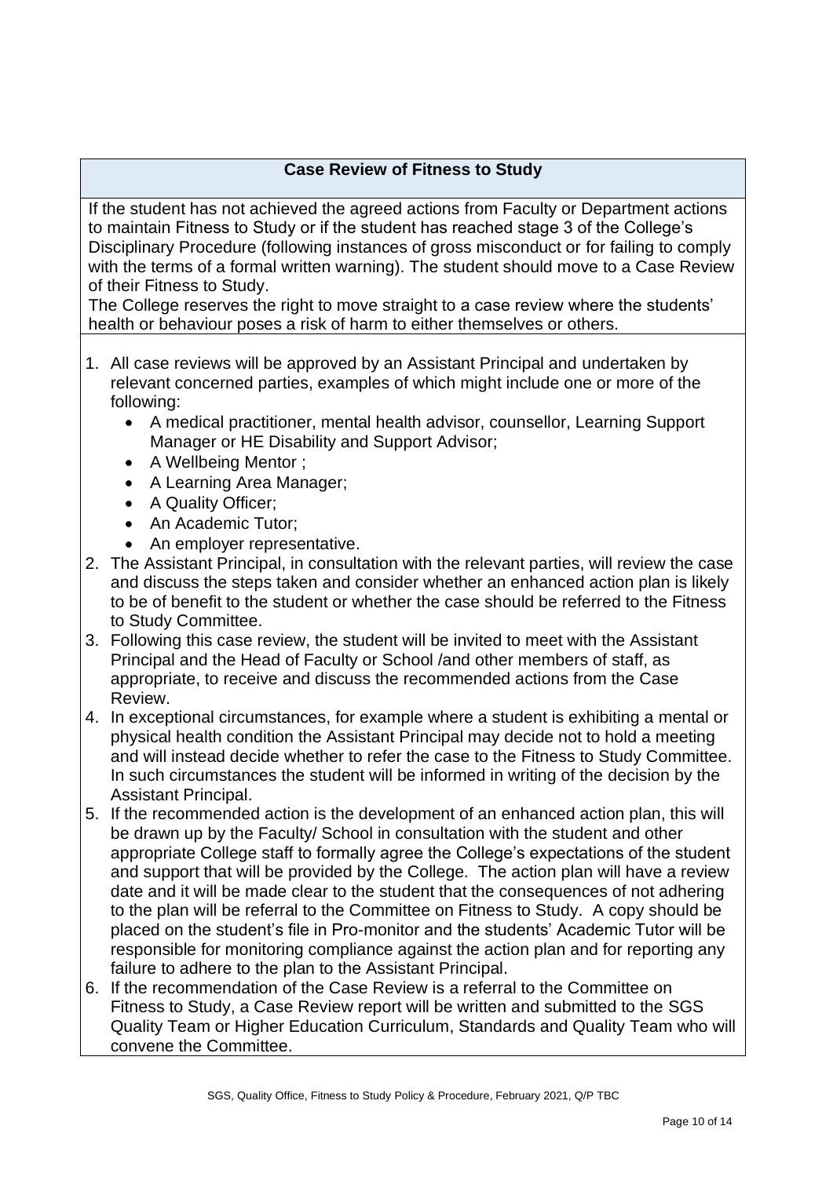## Case Review of Fitness to Study

If the student has not achieved the agreed actions from Faculty or Department actions to maintain Fitness to Study or if the student has reached stage 3 of the College's Disciplinary Procedure (following instances of gross misconduct or for failing to comply with the terms of a formal written warning). The student should move to a Case Review of their Fitness to Study.

The College reserves the right to move straight to a case review where the students' health or behaviour poses a risk of harm to either themselves or others.

1. All case reviews will be approved by an Assistant Principal and undertaken by relevant concerned parties, examples of which might include one or more of the following:
   - A medical practitioner, mental health advisor, counsellor, Learning Support Manager or HE Disability and Support Advisor;
   - A Wellbeing Mentor ;
   - A Learning Area Manager;
   - A Quality Officer;
   - An Academic Tutor;
   - An employer representative.
2. The Assistant Principal, in consultation with the relevant parties, will review the case and discuss the steps taken and consider whether an enhanced action plan is likely to be of benefit to the student or whether the case should be referred to the Fitness to Study Committee.
3. Following this case review, the student will be invited to meet with the Assistant Principal and the Head of Faculty or School /and other members of staff, as appropriate, to receive and discuss the recommended actions from the Case Review.
4. In exceptional circumstances, for example where a student is exhibiting a mental or physical health condition the Assistant Principal may decide not to hold a meeting and will instead decide whether to refer the case to the Fitness to Study Committee. In such circumstances the student will be informed in writing of the decision by the Assistant Principal.
5. If the recommended action is the development of an enhanced action plan, this will be drawn up by the Faculty/ School in consultation with the student and other appropriate College staff to formally agree the College's expectations of the student and support that will be provided by the College. The action plan will have a review date and it will be made clear to the student that the consequences of not adhering to the plan will be referral to the Committee on Fitness to Study. A copy should be placed on the student's file in Pro-monitor and the students' Academic Tutor will be responsible for monitoring compliance against the action plan and for reporting any failure to adhere to the plan to the Assistant Principal.
6. If the recommendation of the Case Review is a referral to the Committee on Fitness to Study, a Case Review report will be written and submitted to the SGS Quality Team or Higher Education Curriculum, Standards and Quality Team who will convene the Committee.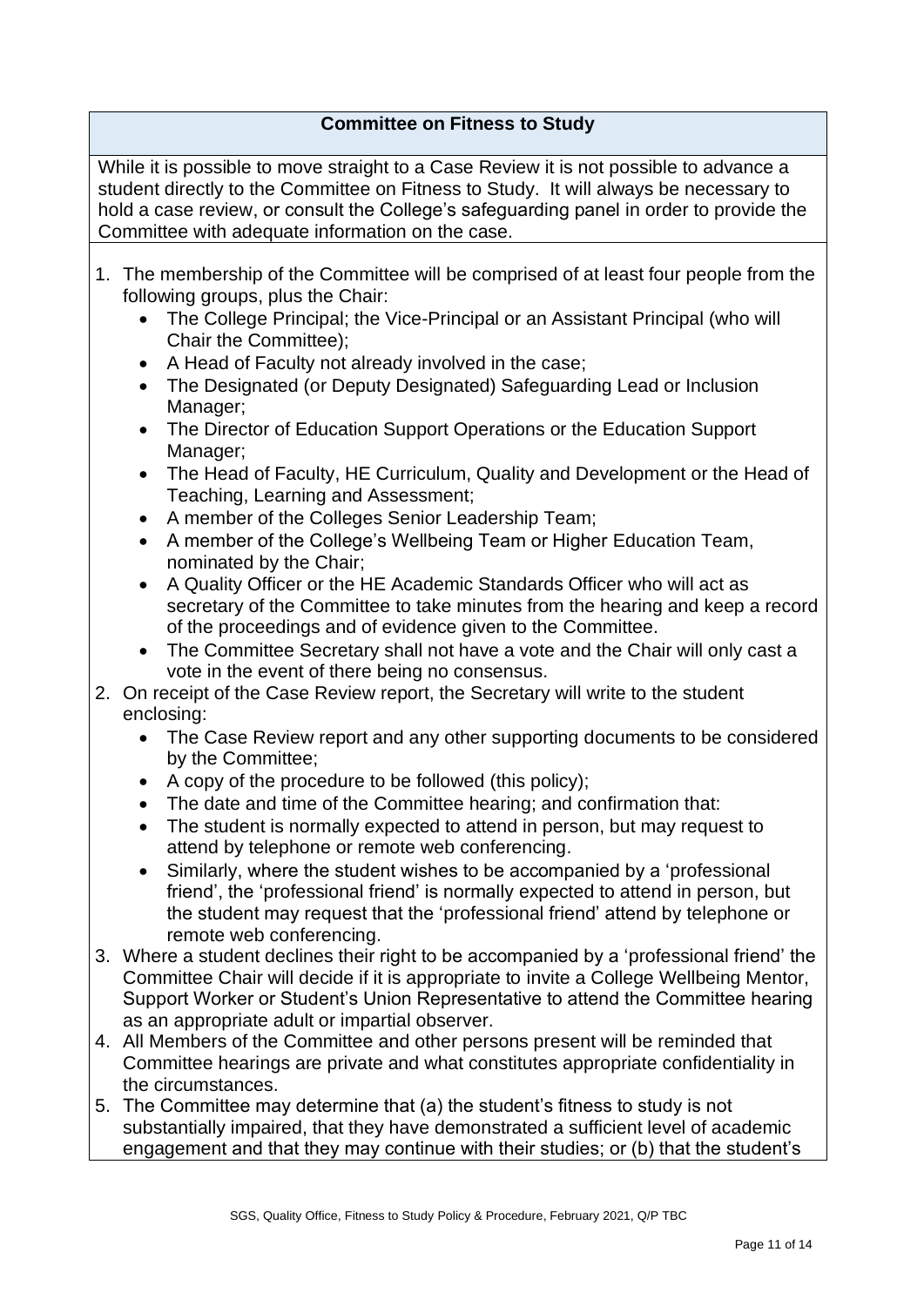## Committee on Fitness to Study

While it is possible to move straight to a Case Review it is not possible to advance a student directly to the Committee on Fitness to Study. It will always be necessary to hold a case review, or consult the College's safeguarding panel in order to provide the Committee with adequate information on the case.

1. The membership of the Committee will be comprised of at least four people from the following groups, plus the Chair:
   - The College Principal; the Vice-Principal or an Assistant Principal (who will Chair the Committee);
   - A Head of Faculty not already involved in the case;
   - The Designated (or Deputy Designated) Safeguarding Lead or Inclusion Manager;
   - The Director of Education Support Operations or the Education Support Manager;
   - The Head of Faculty, HE Curriculum, Quality and Development or the Head of Teaching, Learning and Assessment;
   - A member of the Colleges Senior Leadership Team;
   - A member of the College's Wellbeing Team or Higher Education Team, nominated by the Chair;
   - A Quality Officer or the HE Academic Standards Officer who will act as secretary of the Committee to take minutes from the hearing and keep a record of the proceedings and of evidence given to the Committee.
   - The Committee Secretary shall not have a vote and the Chair will only cast a vote in the event of there being no consensus.
2. On receipt of the Case Review report, the Secretary will write to the student enclosing:
   - The Case Review report and any other supporting documents to be considered by the Committee;
   - A copy of the procedure to be followed (this policy);
   - The date and time of the Committee hearing; and confirmation that:
   - The student is normally expected to attend in person, but may request to attend by telephone or remote web conferencing.
   - Similarly, where the student wishes to be accompanied by a 'professional friend', the 'professional friend' is normally expected to attend in person, but the student may request that the 'professional friend' attend by telephone or remote web conferencing.
3. Where a student declines their right to be accompanied by a 'professional friend' the Committee Chair will decide if it is appropriate to invite a College Wellbeing Mentor, Support Worker or Student's Union Representative to attend the Committee hearing as an appropriate adult or impartial observer.
4. All Members of the Committee and other persons present will be reminded that Committee hearings are private and what constitutes appropriate confidentiality in the circumstances.
5. The Committee may determine that (a) the student's fitness to study is not substantially impaired, that they have demonstrated a sufficient level of academic engagement and that they may continue with their studies; or (b) that the student's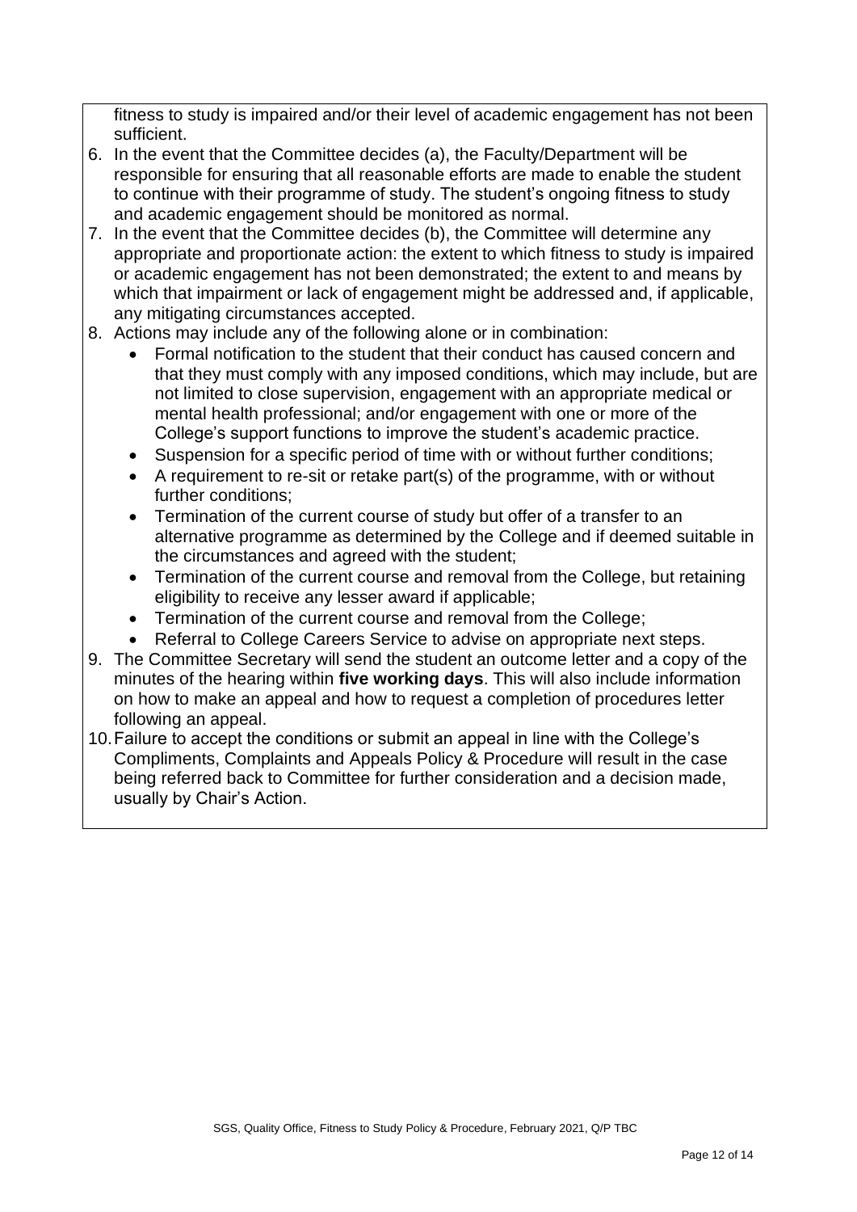fitness to study is impaired and/or their level of academic engagement has not been sufficient.

6. In the event that the Committee decides (a), the Faculty/Department will be responsible for ensuring that all reasonable efforts are made to enable the student to continue with their programme of study. The student's ongoing fitness to study and academic engagement should be monitored as normal.
7. In the event that the Committee decides (b), the Committee will determine any appropriate and proportionate action: the extent to which fitness to study is impaired or academic engagement has not been demonstrated; the extent to and means by which that impairment or lack of engagement might be addressed and, if applicable, any mitigating circumstances accepted.
8. Actions may include any of the following alone or in combination:
   - Formal notification to the student that their conduct has caused concern and that they must comply with any imposed conditions, which may include, but are not limited to close supervision, engagement with an appropriate medical or mental health professional; and/or engagement with one or more of the College's support functions to improve the student's academic practice.
   - Suspension for a specific period of time with or without further conditions;
   - A requirement to re-sit or retake part(s) of the programme, with or without further conditions;
   - Termination of the current course of study but offer of a transfer to an alternative programme as determined by the College and if deemed suitable in the circumstances and agreed with the student;
   - Termination of the current course and removal from the College, but retaining eligibility to receive any lesser award if applicable;
   - Termination of the current course and removal from the College;
   - Referral to College Careers Service to advise on appropriate next steps.
9. The Committee Secretary will send the student an outcome letter and a copy of the minutes of the hearing within **five working days**. This will also include information on how to make an appeal and how to request a completion of procedures letter following an appeal.
10. Failure to accept the conditions or submit an appeal in line with the College's Compliments, Complaints and Appeals Policy & Procedure will result in the case being referred back to Committee for further consideration and a decision made, usually by Chair's Action.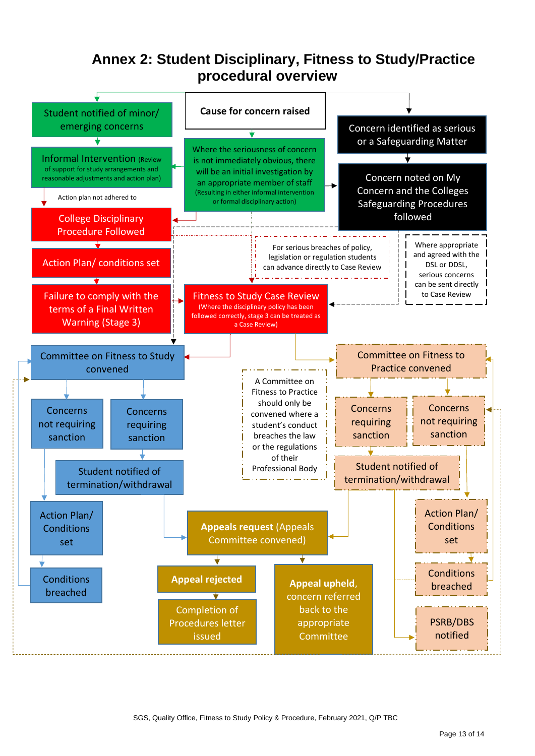# Annex 2: Student Disciplinary, Fitness to Study/Practice procedural overview

Cause for concern raised

Student notified of minor/ emerging concerns

Informal Intervention (Review of support for study arrangements and reasonable adjustments and action plan)

Action plan not adhered to

Where the seriousness of concern is not immediately obvious, there will be an initial investigation by an appropriate member of staff (Resulting in either informal intervention or formal disciplinary action)

Concern identified as serious or a Safeguarding Matter

Concern noted on My Concern and the Colleges Safeguarding Procedures followed

College Disciplinary Procedure Followed

Action Plan/ conditions set

Failure to comply with the terms of a Final Written Warning (Stage 3)

For serious breaches of policy, legislation or regulation students can advance directly to Case Review

Where appropriate and agreed with the DSL or DDSL, serious concerns can be sent directly to Case Review

Fitness to Study Case Review (Where the disciplinary policy has been followed correctly, stage 3 can be treated as a Case Review)

Committee on Fitness to Study convened

Concerns not requiring sanction

Concerns requiring sanction

Student notified of termination/withdrawal

Action Plan/ Conditions set

Conditions breached

A Committee on Fitness to Practice should only be convened where a student's conduct breaches the law or the regulations of their Professional Body

Committee on Fitness to Practice convened

Concerns requiring sanction

Concerns not requiring sanction

Student notified of termination/withdrawal

Action Plan/ Conditions set

Conditions breached

PSRB/DBS notified

**Appeals request** (Appeals Committee convened)

**Appeal rejected**

Completion of Procedures letter issued

**Appeal upheld,** concern referred back to the appropriate Committee

SGS, Quality Office, Fitness to Study Policy & Procedure, February 2021, Q/P TBC